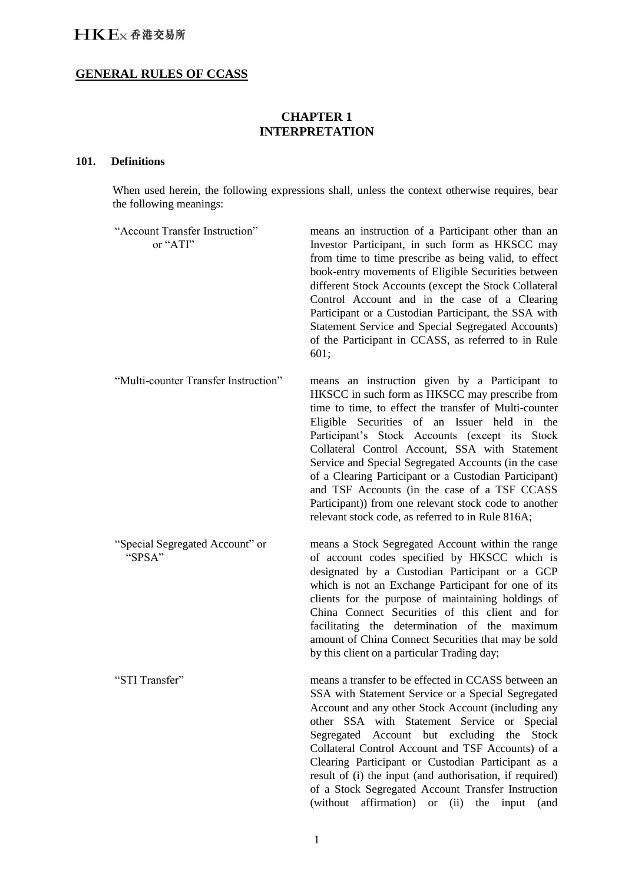## GENERAL RULES OF CCASS

# CHAPTER 1
# INTERPRETATION

### 101. Definitions

When used herein, the following expressions shall, unless the context otherwise requires, bear the following meanings:

| Term | Meaning |
|---|---|
| "Account Transfer Instruction" or "ATI" | means an instruction of a Participant other than an Investor Participant, in such form as HKSCC may from time to time prescribe as being valid, to effect book-entry movements of Eligible Securities between different Stock Accounts (except the Stock Collateral Control Account and in the case of a Clearing Participant or a Custodian Participant, the SSA with Statement Service and Special Segregated Accounts) of the Participant in CCASS, as referred to in Rule 601; |
| "Multi-counter Transfer Instruction" | means an instruction given by a Participant to HKSCC in such form as HKSCC may prescribe from time to time, to effect the transfer of Multi-counter Eligible Securities of an Issuer held in the Participant's Stock Accounts (except its Stock Collateral Control Account, SSA with Statement Service and Special Segregated Accounts (in the case of a Clearing Participant or a Custodian Participant) and TSF Accounts (in the case of a TSF CCASS Participant)) from one relevant stock code to another relevant stock code, as referred to in Rule 816A; |
| "Special Segregated Account" or "SPSA" | means a Stock Segregated Account within the range of account codes specified by HKSCC which is designated by a Custodian Participant or a GCP which is not an Exchange Participant for one of its clients for the purpose of maintaining holdings of China Connect Securities of this client and for facilitating the determination of the maximum amount of China Connect Securities that may be sold by this client on a particular Trading day; |
| "STI Transfer" | means a transfer to be effected in CCASS between an SSA with Statement Service or a Special Segregated Account and any other Stock Account (including any other SSA with Statement Service or Special Segregated Account but excluding the Stock Collateral Control Account and TSF Accounts) of a Clearing Participant or Custodian Participant as a result of (i) the input (and authorisation, if required) of a Stock Segregated Account Transfer Instruction (without affirmation) or (ii) the input (and |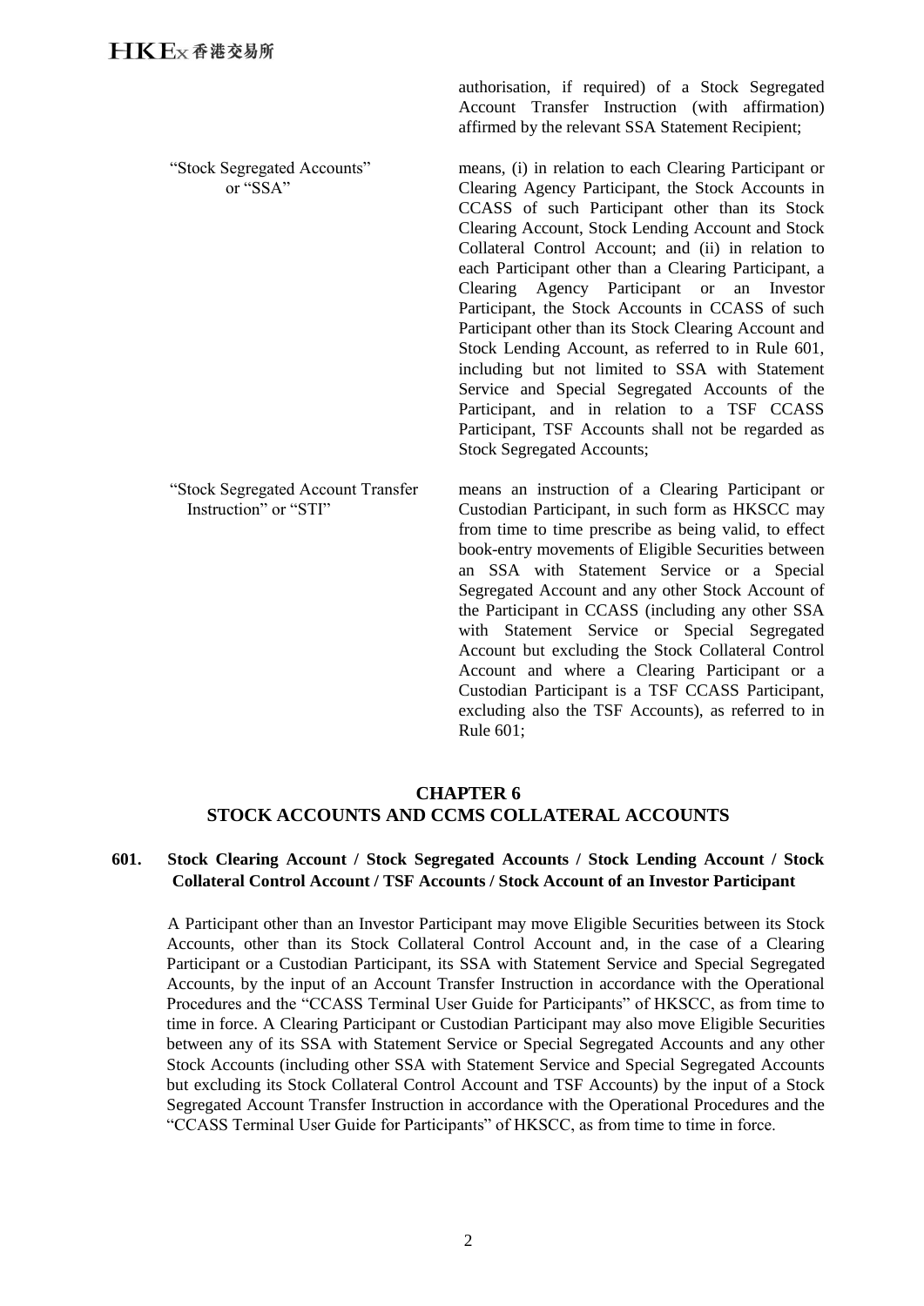authorisation, if required) of a Stock Segregated Account Transfer Instruction (with affirmation) affirmed by the relevant SSA Statement Recipient;

| | |
|---|---|
| "Stock Segregated Accounts" or "SSA" | means, (i) in relation to each Clearing Participant or Clearing Agency Participant, the Stock Accounts in CCASS of such Participant other than its Stock Clearing Account, Stock Lending Account and Stock Collateral Control Account; and (ii) in relation to each Participant other than a Clearing Participant, a Clearing Agency Participant or an Investor Participant, the Stock Accounts in CCASS of such Participant other than its Stock Clearing Account and Stock Lending Account, as referred to in Rule 601, including but not limited to SSA with Statement Service and Special Segregated Accounts of the Participant, and in relation to a TSF CCASS Participant, TSF Accounts shall not be regarded as Stock Segregated Accounts; |
| "Stock Segregated Account Transfer Instruction" or "STI" | means an instruction of a Clearing Participant or Custodian Participant, in such form as HKSCC may from time to time prescribe as being valid, to effect book-entry movements of Eligible Securities between an SSA with Statement Service or a Special Segregated Account and any other Stock Account of the Participant in CCASS (including any other SSA with Statement Service or Special Segregated Account but excluding the Stock Collateral Control Account and where a Clearing Participant or a Custodian Participant is a TSF CCASS Participant, excluding also the TSF Accounts), as referred to in Rule 601; |

## CHAPTER 6
## STOCK ACCOUNTS AND CCMS COLLATERAL ACCOUNTS

### 601. Stock Clearing Account / Stock Segregated Accounts / Stock Lending Account / Stock Collateral Control Account / TSF Accounts / Stock Account of an Investor Participant

A Participant other than an Investor Participant may move Eligible Securities between its Stock Accounts, other than its Stock Collateral Control Account and, in the case of a Clearing Participant or a Custodian Participant, its SSA with Statement Service and Special Segregated Accounts, by the input of an Account Transfer Instruction in accordance with the Operational Procedures and the "CCASS Terminal User Guide for Participants" of HKSCC, as from time to time in force. A Clearing Participant or Custodian Participant may also move Eligible Securities between any of its SSA with Statement Service or Special Segregated Accounts and any other Stock Accounts (including other SSA with Statement Service and Special Segregated Accounts but excluding its Stock Collateral Control Account and TSF Accounts) by the input of a Stock Segregated Account Transfer Instruction in accordance with the Operational Procedures and the "CCASS Terminal User Guide for Participants" of HKSCC, as from time to time in force.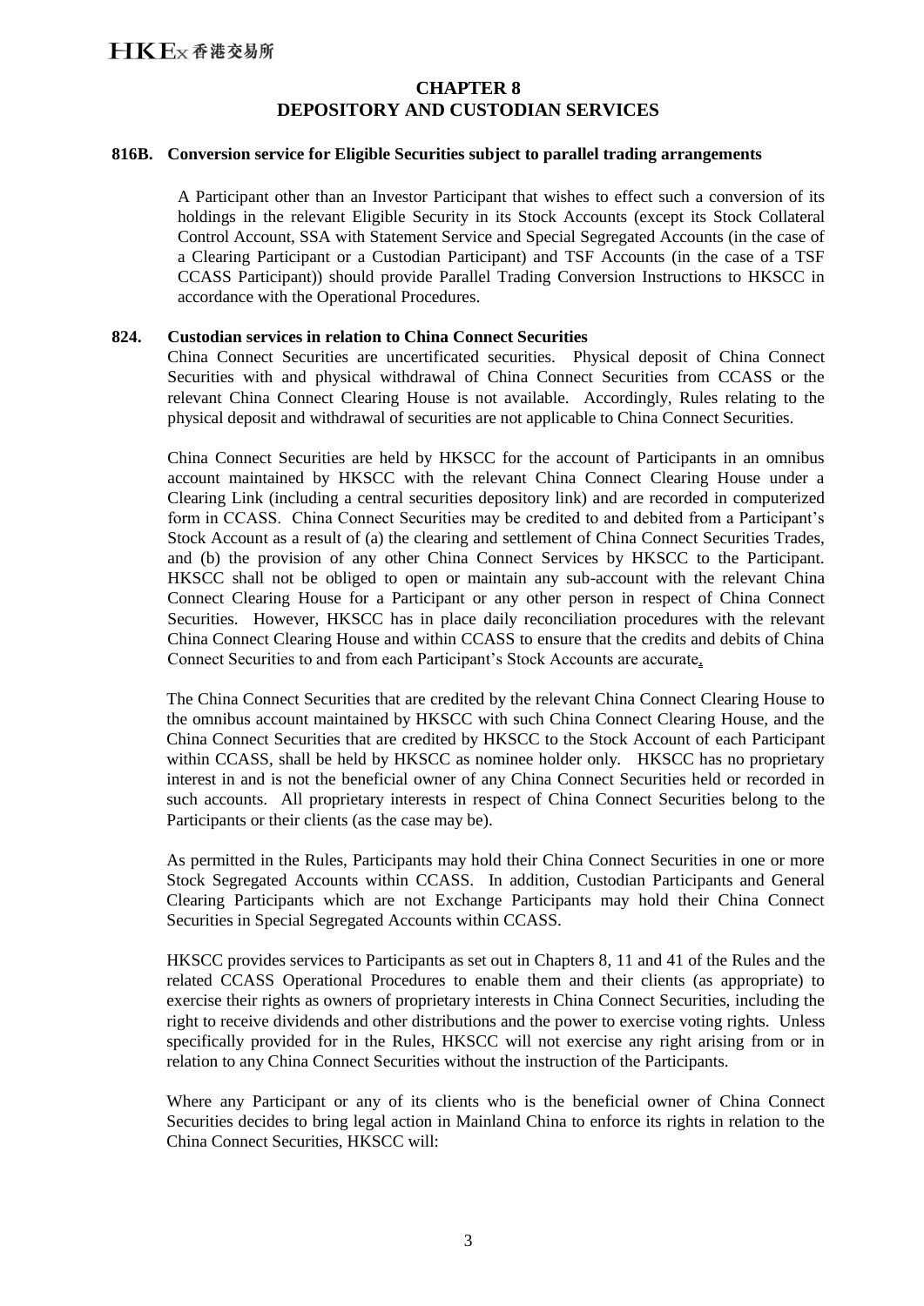## CHAPTER 8
## DEPOSITORY AND CUSTODIAN SERVICES

**816B. Conversion service for Eligible Securities subject to parallel trading arrangements**

A Participant other than an Investor Participant that wishes to effect such a conversion of its holdings in the relevant Eligible Security in its Stock Accounts (except its Stock Collateral Control Account, SSA with Statement Service and Special Segregated Accounts (in the case of a Clearing Participant or a Custodian Participant) and TSF Accounts (in the case of a TSF CCASS Participant)) should provide Parallel Trading Conversion Instructions to HKSCC in accordance with the Operational Procedures.

**824. Custodian services in relation to China Connect Securities**

China Connect Securities are uncertificated securities. Physical deposit of China Connect Securities with and physical withdrawal of China Connect Securities from CCASS or the relevant China Connect Clearing House is not available. Accordingly, Rules relating to the physical deposit and withdrawal of securities are not applicable to China Connect Securities.

China Connect Securities are held by HKSCC for the account of Participants in an omnibus account maintained by HKSCC with the relevant China Connect Clearing House under a Clearing Link (including a central securities depository link) and are recorded in computerized form in CCASS. China Connect Securities may be credited to and debited from a Participant's Stock Account as a result of (a) the clearing and settlement of China Connect Securities Trades, and (b) the provision of any other China Connect Services by HKSCC to the Participant. HKSCC shall not be obliged to open or maintain any sub-account with the relevant China Connect Clearing House for a Participant or any other person in respect of China Connect Securities. However, HKSCC has in place daily reconciliation procedures with the relevant China Connect Clearing House and within CCASS to ensure that the credits and debits of China Connect Securities to and from each Participant's Stock Accounts are accurate.

The China Connect Securities that are credited by the relevant China Connect Clearing House to the omnibus account maintained by HKSCC with such China Connect Clearing House, and the China Connect Securities that are credited by HKSCC to the Stock Account of each Participant within CCASS, shall be held by HKSCC as nominee holder only. HKSCC has no proprietary interest in and is not the beneficial owner of any China Connect Securities held or recorded in such accounts. All proprietary interests in respect of China Connect Securities belong to the Participants or their clients (as the case may be).

As permitted in the Rules, Participants may hold their China Connect Securities in one or more Stock Segregated Accounts within CCASS. In addition, Custodian Participants and General Clearing Participants which are not Exchange Participants may hold their China Connect Securities in Special Segregated Accounts within CCASS.

HKSCC provides services to Participants as set out in Chapters 8, 11 and 41 of the Rules and the related CCASS Operational Procedures to enable them and their clients (as appropriate) to exercise their rights as owners of proprietary interests in China Connect Securities, including the right to receive dividends and other distributions and the power to exercise voting rights. Unless specifically provided for in the Rules, HKSCC will not exercise any right arising from or in relation to any China Connect Securities without the instruction of the Participants.

Where any Participant or any of its clients who is the beneficial owner of China Connect Securities decides to bring legal action in Mainland China to enforce its rights in relation to the China Connect Securities, HKSCC will: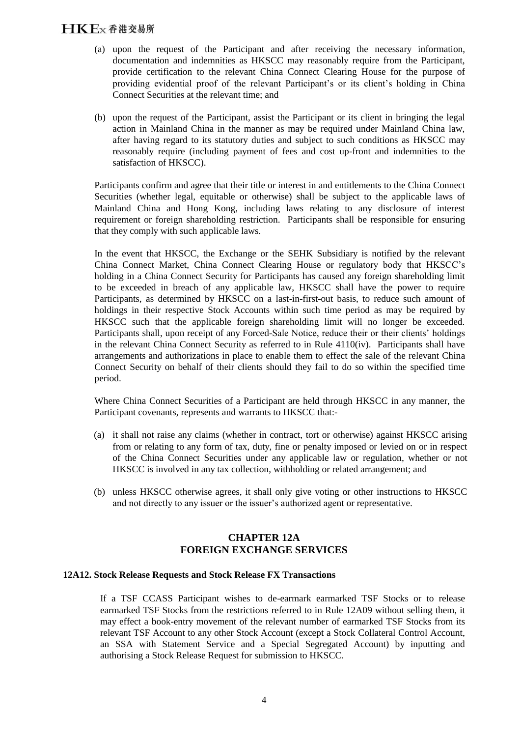(a) upon the request of the Participant and after receiving the necessary information, documentation and indemnities as HKSCC may reasonably require from the Participant, provide certification to the relevant China Connect Clearing House for the purpose of providing evidential proof of the relevant Participant's or its client's holding in China Connect Securities at the relevant time; and

(b) upon the request of the Participant, assist the Participant or its client in bringing the legal action in Mainland China in the manner as may be required under Mainland China law, after having regard to its statutory duties and subject to such conditions as HKSCC may reasonably require (including payment of fees and cost up-front and indemnities to the satisfaction of HKSCC).

Participants confirm and agree that their title or interest in and entitlements to the China Connect Securities (whether legal, equitable or otherwise) shall be subject to the applicable laws of Mainland China and Hong Kong, including laws relating to any disclosure of interest requirement or foreign shareholding restriction. Participants shall be responsible for ensuring that they comply with such applicable laws.

In the event that HKSCC, the Exchange or the SEHK Subsidiary is notified by the relevant China Connect Market, China Connect Clearing House or regulatory body that HKSCC's holding in a China Connect Security for Participants has caused any foreign shareholding limit to be exceeded in breach of any applicable law, HKSCC shall have the power to require Participants, as determined by HKSCC on a last-in-first-out basis, to reduce such amount of holdings in their respective Stock Accounts within such time period as may be required by HKSCC such that the applicable foreign shareholding limit will no longer be exceeded. Participants shall, upon receipt of any Forced-Sale Notice, reduce their or their clients' holdings in the relevant China Connect Security as referred to in Rule 4110(iv). Participants shall have arrangements and authorizations in place to enable them to effect the sale of the relevant China Connect Security on behalf of their clients should they fail to do so within the specified time period.

Where China Connect Securities of a Participant are held through HKSCC in any manner, the Participant covenants, represents and warrants to HKSCC that:-

(a) it shall not raise any claims (whether in contract, tort or otherwise) against HKSCC arising from or relating to any form of tax, duty, fine or penalty imposed or levied on or in respect of the China Connect Securities under any applicable law or regulation, whether or not HKSCC is involved in any tax collection, withholding or related arrangement; and

(b) unless HKSCC otherwise agrees, it shall only give voting or other instructions to HKSCC and not directly to any issuer or the issuer's authorized agent or representative.

## CHAPTER 12A
## FOREIGN EXCHANGE SERVICES

### 12A12. Stock Release Requests and Stock Release FX Transactions

If a TSF CCASS Participant wishes to de-earmark earmarked TSF Stocks or to release earmarked TSF Stocks from the restrictions referred to in Rule 12A09 without selling them, it may effect a book-entry movement of the relevant number of earmarked TSF Stocks from its relevant TSF Account to any other Stock Account (except a Stock Collateral Control Account, an SSA with Statement Service and a Special Segregated Account) by inputting and authorising a Stock Release Request for submission to HKSCC.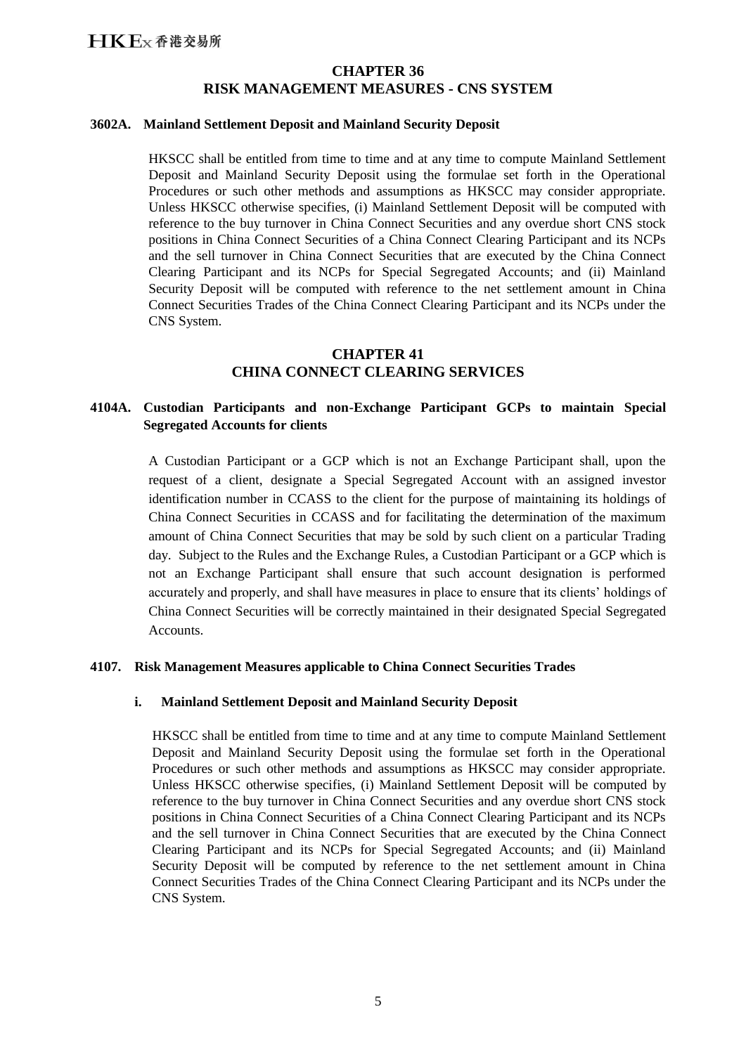## CHAPTER 36
## RISK MANAGEMENT MEASURES - CNS SYSTEM

**3602A. Mainland Settlement Deposit and Mainland Security Deposit**

HKSCC shall be entitled from time to time and at any time to compute Mainland Settlement Deposit and Mainland Security Deposit using the formulae set forth in the Operational Procedures or such other methods and assumptions as HKSCC may consider appropriate. Unless HKSCC otherwise specifies, (i) Mainland Settlement Deposit will be computed with reference to the buy turnover in China Connect Securities and any overdue short CNS stock positions in China Connect Securities of a China Connect Clearing Participant and its NCPs and the sell turnover in China Connect Securities that are executed by the China Connect Clearing Participant and its NCPs for Special Segregated Accounts; and (ii) Mainland Security Deposit will be computed with reference to the net settlement amount in China Connect Securities Trades of the China Connect Clearing Participant and its NCPs under the CNS System.

## CHAPTER 41
## CHINA CONNECT CLEARING SERVICES

**4104A. Custodian Participants and non-Exchange Participant GCPs to maintain Special Segregated Accounts for clients**

A Custodian Participant or a GCP which is not an Exchange Participant shall, upon the request of a client, designate a Special Segregated Account with an assigned investor identification number in CCASS to the client for the purpose of maintaining its holdings of China Connect Securities in CCASS and for facilitating the determination of the maximum amount of China Connect Securities that may be sold by such client on a particular Trading day. Subject to the Rules and the Exchange Rules, a Custodian Participant or a GCP which is not an Exchange Participant shall ensure that such account designation is performed accurately and properly, and shall have measures in place to ensure that its clients' holdings of China Connect Securities will be correctly maintained in their designated Special Segregated Accounts.

**4107. Risk Management Measures applicable to China Connect Securities Trades**

**i. Mainland Settlement Deposit and Mainland Security Deposit**

HKSCC shall be entitled from time to time and at any time to compute Mainland Settlement Deposit and Mainland Security Deposit using the formulae set forth in the Operational Procedures or such other methods and assumptions as HKSCC may consider appropriate. Unless HKSCC otherwise specifies, (i) Mainland Settlement Deposit will be computed by reference to the buy turnover in China Connect Securities and any overdue short CNS stock positions in China Connect Securities of a China Connect Clearing Participant and its NCPs and the sell turnover in China Connect Securities that are executed by the China Connect Clearing Participant and its NCPs for Special Segregated Accounts; and (ii) Mainland Security Deposit will be computed by reference to the net settlement amount in China Connect Securities Trades of the China Connect Clearing Participant and its NCPs under the CNS System.